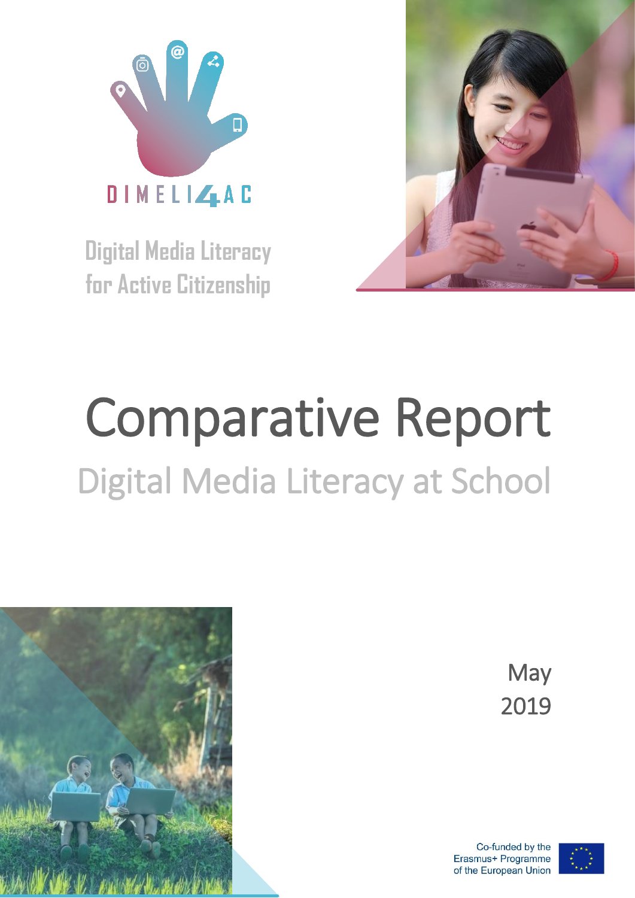DIMELI4AC

Digital Media Literacy for Active Citizenship

# Comparative Report

## Digital Media Literacy at School

May 2019

Co-funded by the Erasmus+ Programme of the European Union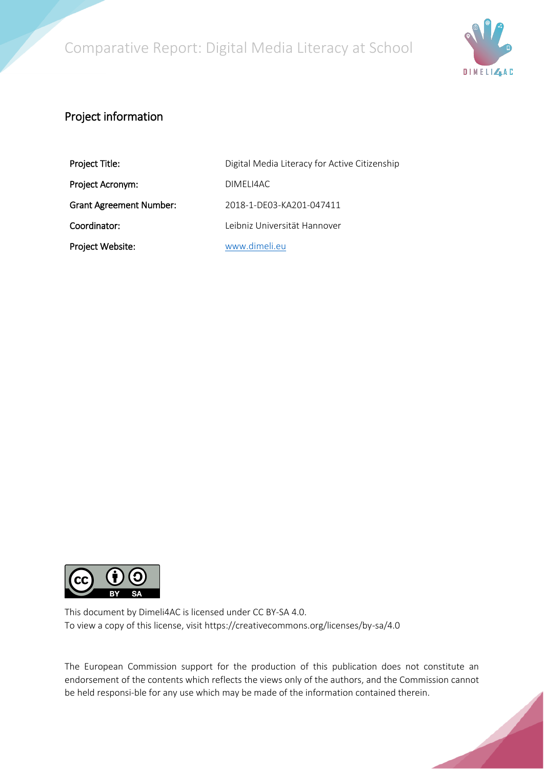## Project information

| | |
|---|---|
| **Project Title:** | Digital Media Literacy for Active Citizenship |
| **Project Acronym:** | DIMELI4AC |
| **Grant Agreement Number:** | 2018-1-DE03-KA201-047411 |
| **Coordinator:** | Leibniz Universität Hannover |
| **Project Website:** | [www.dimeli.eu](www.dimeli.eu) |

This document by Dimeli4AC is licensed under CC BY-SA 4.0.
To view a copy of this license, visit https://creativecommons.org/licenses/by-sa/4.0

The European Commission support for the production of this publication does not constitute an endorsement of the contents which reflects the views only of the authors, and the Commission cannot be held responsi-ble for any use which may be made of the information contained therein.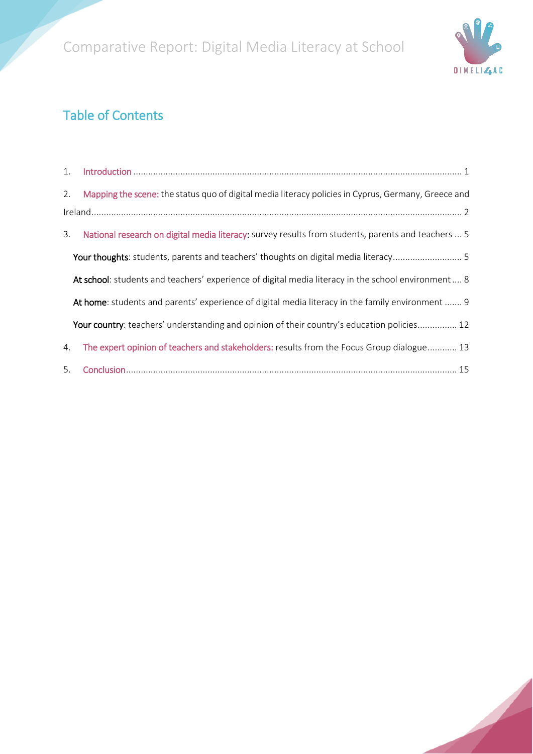## Table of Contents

1. Introduction ..................................................................................................................................... 1
2. Mapping the scene: the status quo of digital media literacy policies in Cyprus, Germany, Greece and Ireland..................................................................................................................................... 2
3. National research on digital media literacy: survey results from students, parents and teachers ... 5
   - **Your thoughts**: students, parents and teachers' thoughts on digital media literacy............................ 5
   - **At school**: students and teachers' experience of digital media literacy in the school environment .... 8
   - **At home**: students and parents' experience of digital media literacy in the family environment ....... 9
   - **Your country**: teachers' understanding and opinion of their country's education policies................ 12
4. The expert opinion of teachers and stakeholders: results from the Focus Group dialogue............ 13
5. Conclusion..................................................................................................................................... 15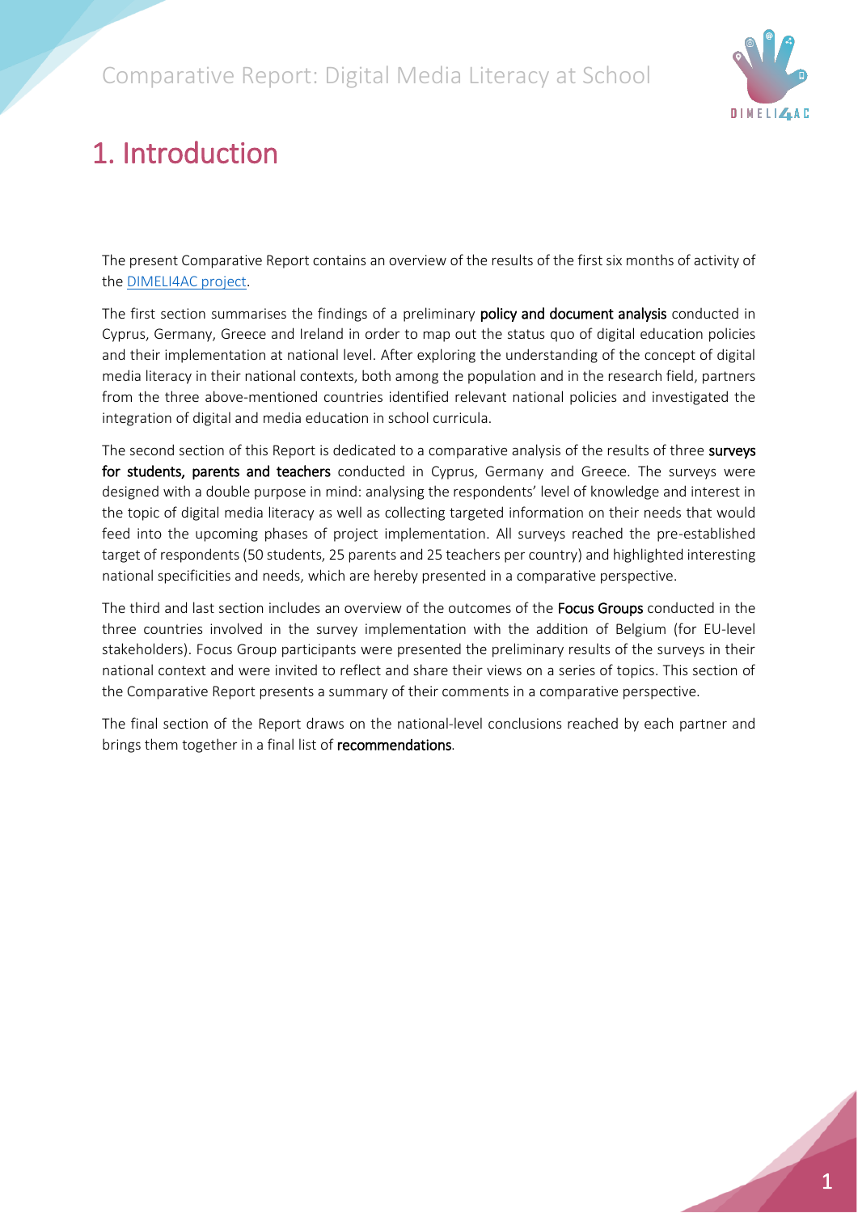# 1. Introduction

The present Comparative Report contains an overview of the results of the first six months of activity of the [DIMELI4AC project](#).

The first section summarises the findings of a preliminary **policy and document analysis** conducted in Cyprus, Germany, Greece and Ireland in order to map out the status quo of digital education policies and their implementation at national level. After exploring the understanding of the concept of digital media literacy in their national contexts, both among the population and in the research field, partners from the three above-mentioned countries identified relevant national policies and investigated the integration of digital and media education in school curricula.

The second section of this Report is dedicated to a comparative analysis of the results of three **surveys for students, parents and teachers** conducted in Cyprus, Germany and Greece. The surveys were designed with a double purpose in mind: analysing the respondents' level of knowledge and interest in the topic of digital media literacy as well as collecting targeted information on their needs that would feed into the upcoming phases of project implementation. All surveys reached the pre-established target of respondents (50 students, 25 parents and 25 teachers per country) and highlighted interesting national specificities and needs, which are hereby presented in a comparative perspective.

The third and last section includes an overview of the outcomes of the **Focus Groups** conducted in the three countries involved in the survey implementation with the addition of Belgium (for EU-level stakeholders). Focus Group participants were presented the preliminary results of the surveys in their national context and were invited to reflect and share their views on a series of topics. This section of the Comparative Report presents a summary of their comments in a comparative perspective.

The final section of the Report draws on the national-level conclusions reached by each partner and brings them together in a final list of **recommendations**.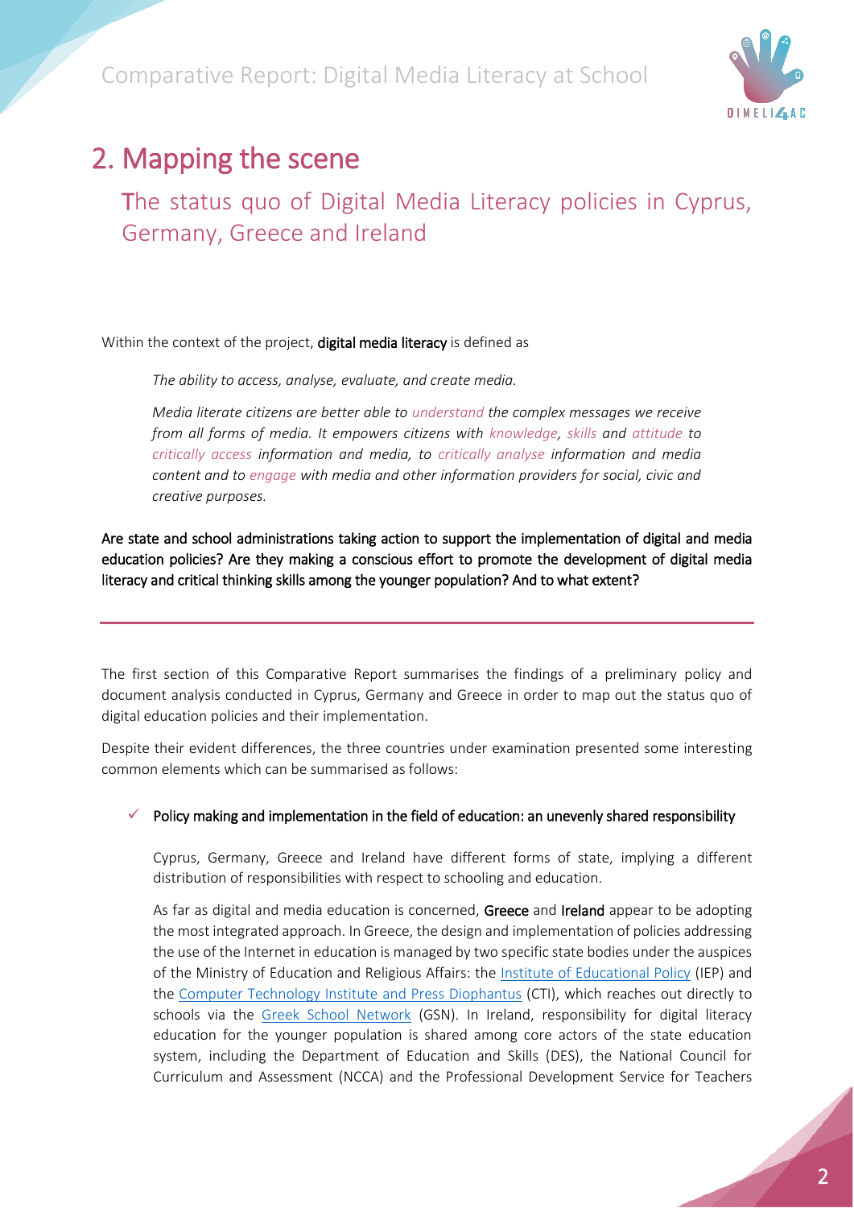## 2. Mapping the scene

### The status quo of Digital Media Literacy policies in Cyprus, Germany, Greece and Ireland

Within the context of the project, **digital media literacy** is defined as

> *The ability to access, analyse, evaluate, and create media.*
>
> *Media literate citizens are better able to understand the complex messages we receive from all forms of media. It empowers citizens with knowledge, skills and attitude to critically access information and media, to critically analyse information and media content and to engage with media and other information providers for social, civic and creative purposes.*

**Are state and school administrations taking action to support the implementation of digital and media education policies? Are they making a conscious effort to promote the development of digital media literacy and critical thinking skills among the younger population? And to what extent?**

---

The first section of this Comparative Report summarises the findings of a preliminary policy and document analysis conducted in Cyprus, Germany and Greece in order to map out the status quo of digital education policies and their implementation.

Despite their evident differences, the three countries under examination presented some interesting common elements which can be summarised as follows:

- ✓ **Policy making and implementation in the field of education: an unevenly shared responsibility**

  Cyprus, Germany, Greece and Ireland have different forms of state, implying a different distribution of responsibilities with respect to schooling and education.

  As far as digital and media education is concerned, **Greece** and **Ireland** appear to be adopting the most integrated approach. In Greece, the design and implementation of policies addressing the use of the Internet in education is managed by two specific state bodies under the auspices of the Ministry of Education and Religious Affairs: the Institute of Educational Policy (IEP) and the Computer Technology Institute and Press Diophantus (CTI), which reaches out directly to schools via the Greek School Network (GSN). In Ireland, responsibility for digital literacy education for the younger population is shared among core actors of the state education system, including the Department of Education and Skills (DES), the National Council for Curriculum and Assessment (NCCA) and the Professional Development Service for Teachers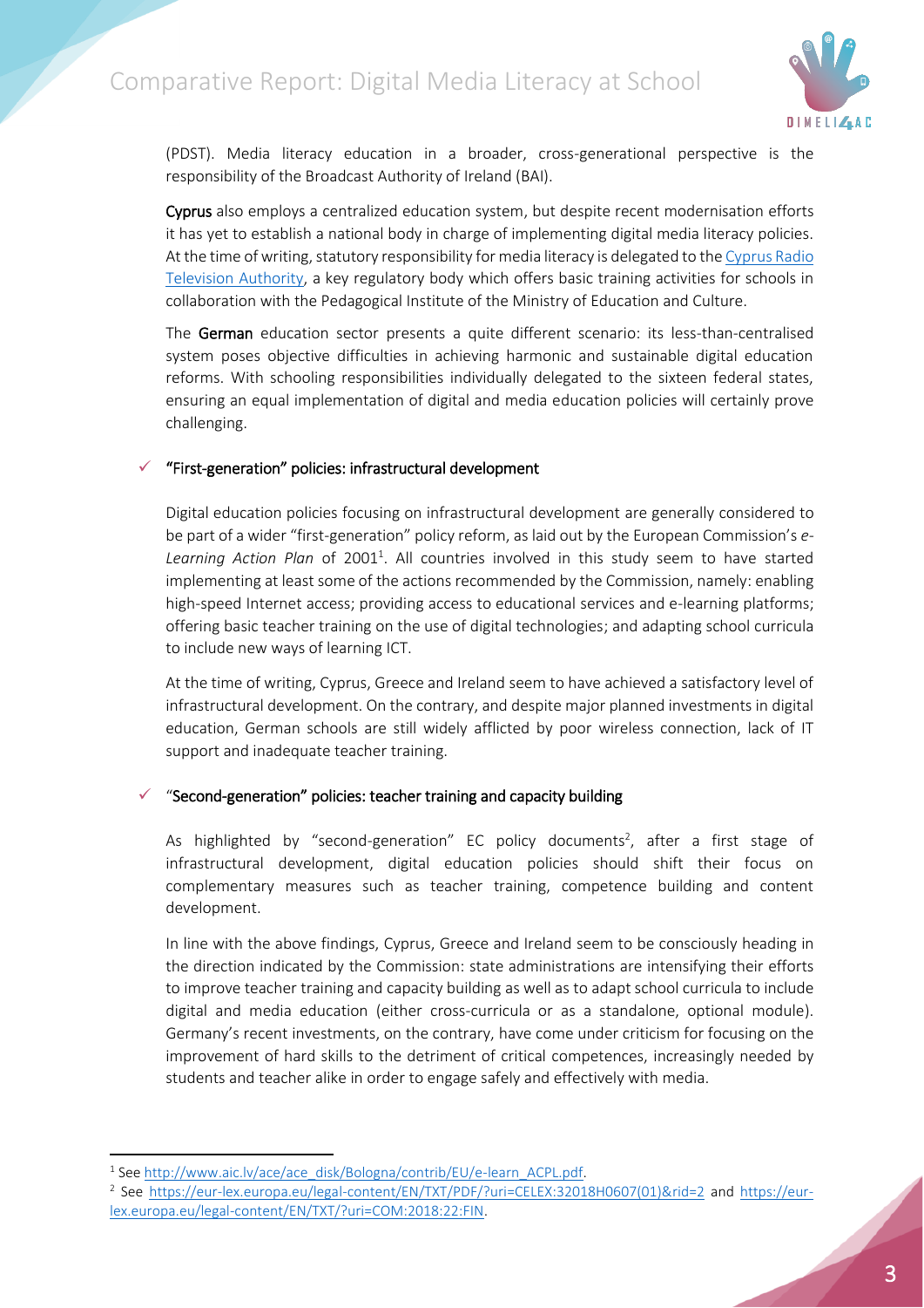(PDST). Media literacy education in a broader, cross-generational perspective is the responsibility of the Broadcast Authority of Ireland (BAI).

**Cyprus** also employs a centralized education system, but despite recent modernisation efforts it has yet to establish a national body in charge of implementing digital media literacy policies. At the time of writing, statutory responsibility for media literacy is delegated to the [Cyprus Radio Television Authority](), a key regulatory body which offers basic training activities for schools in collaboration with the Pedagogical Institute of the Ministry of Education and Culture.

The **German** education sector presents a quite different scenario: its less-than-centralised system poses objective difficulties in achieving harmonic and sustainable digital education reforms. With schooling responsibilities individually delegated to the sixteen federal states, ensuring an equal implementation of digital and media education policies will certainly prove challenging.

- ✓ **"First-generation" policies: infrastructural development**

  Digital education policies focusing on infrastructural development are generally considered to be part of a wider "first-generation" policy reform, as laid out by the European Commission's *e-Learning Action Plan* of 2001[1]. All countries involved in this study seem to have started implementing at least some of the actions recommended by the Commission, namely: enabling high-speed Internet access; providing access to educational services and e-learning platforms; offering basic teacher training on the use of digital technologies; and adapting school curricula to include new ways of learning ICT.

  At the time of writing, Cyprus, Greece and Ireland seem to have achieved a satisfactory level of infrastructural development. On the contrary, and despite major planned investments in digital education, German schools are still widely afflicted by poor wireless connection, lack of IT support and inadequate teacher training.

- ✓ "**Second-generation" policies: teacher training and capacity building**

  As highlighted by "second-generation" EC policy documents[2], after a first stage of infrastructural development, digital education policies should shift their focus on complementary measures such as teacher training, competence building and content development.

  In line with the above findings, Cyprus, Greece and Ireland seem to be consciously heading in the direction indicated by the Commission: state administrations are intensifying their efforts to improve teacher training and capacity building as well as to adapt school curricula to include digital and media education (either cross-curricula or as a standalone, optional module). Germany's recent investments, on the contrary, have come under criticism for focusing on the improvement of hard skills to the detriment of critical competences, increasingly needed by students and teacher alike in order to engage safely and effectively with media.

---

[1] See http://www.aic.lv/ace/ace_disk/Bologna/contrib/EU/e-learn_ACPL.pdf.

[2] See https://eur-lex.europa.eu/legal-content/EN/TXT/PDF/?uri=CELEX:32018H0607(01)&rid=2 and https://eur-lex.europa.eu/legal-content/EN/TXT/?uri=COM:2018:22:FIN.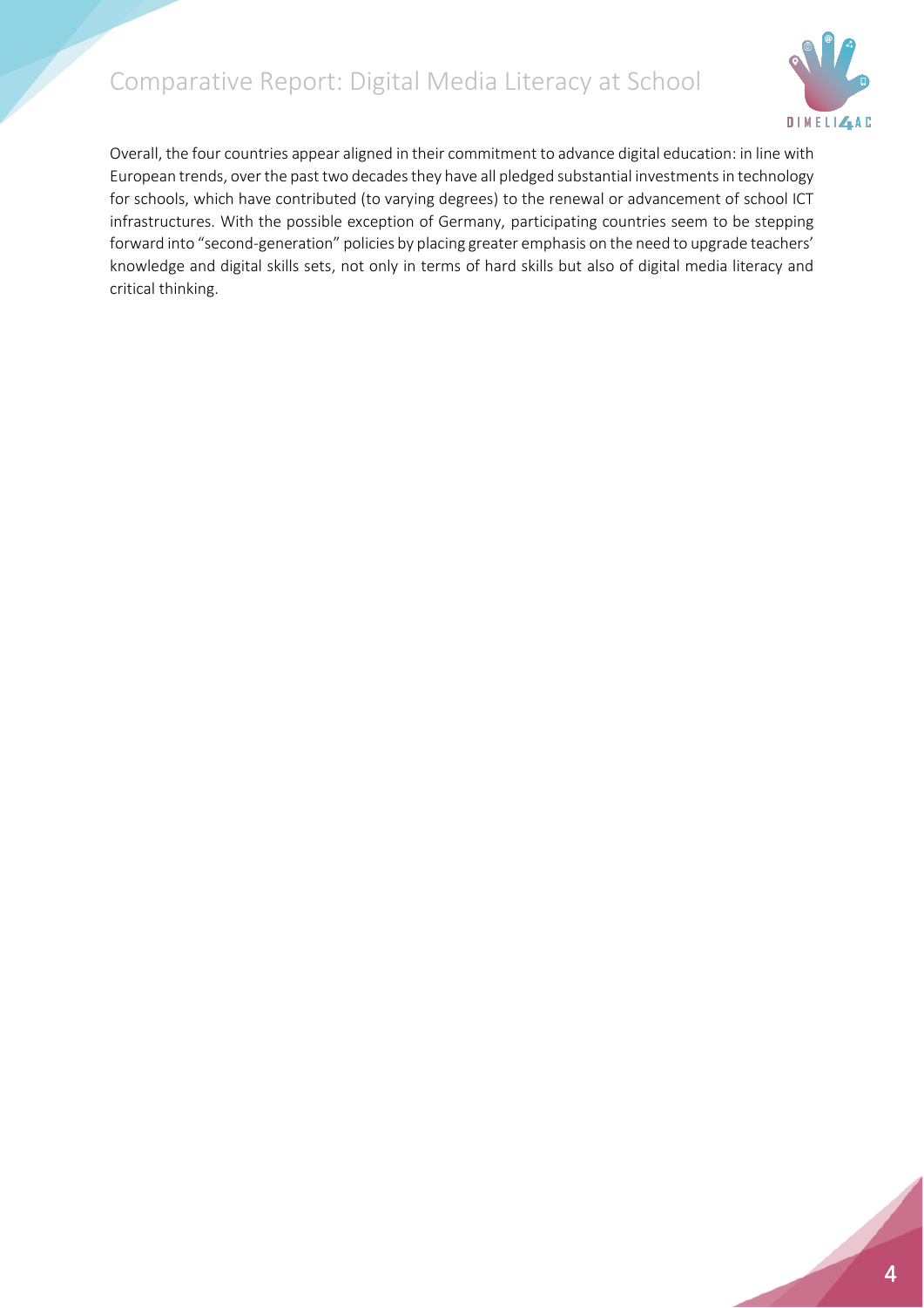Overall, the four countries appear aligned in their commitment to advance digital education: in line with European trends, over the past two decades they have all pledged substantial investments in technology for schools, which have contributed (to varying degrees) to the renewal or advancement of school ICT infrastructures. With the possible exception of Germany, participating countries seem to be stepping forward into "second-generation" policies by placing greater emphasis on the need to upgrade teachers' knowledge and digital skills sets, not only in terms of hard skills but also of digital media literacy and critical thinking.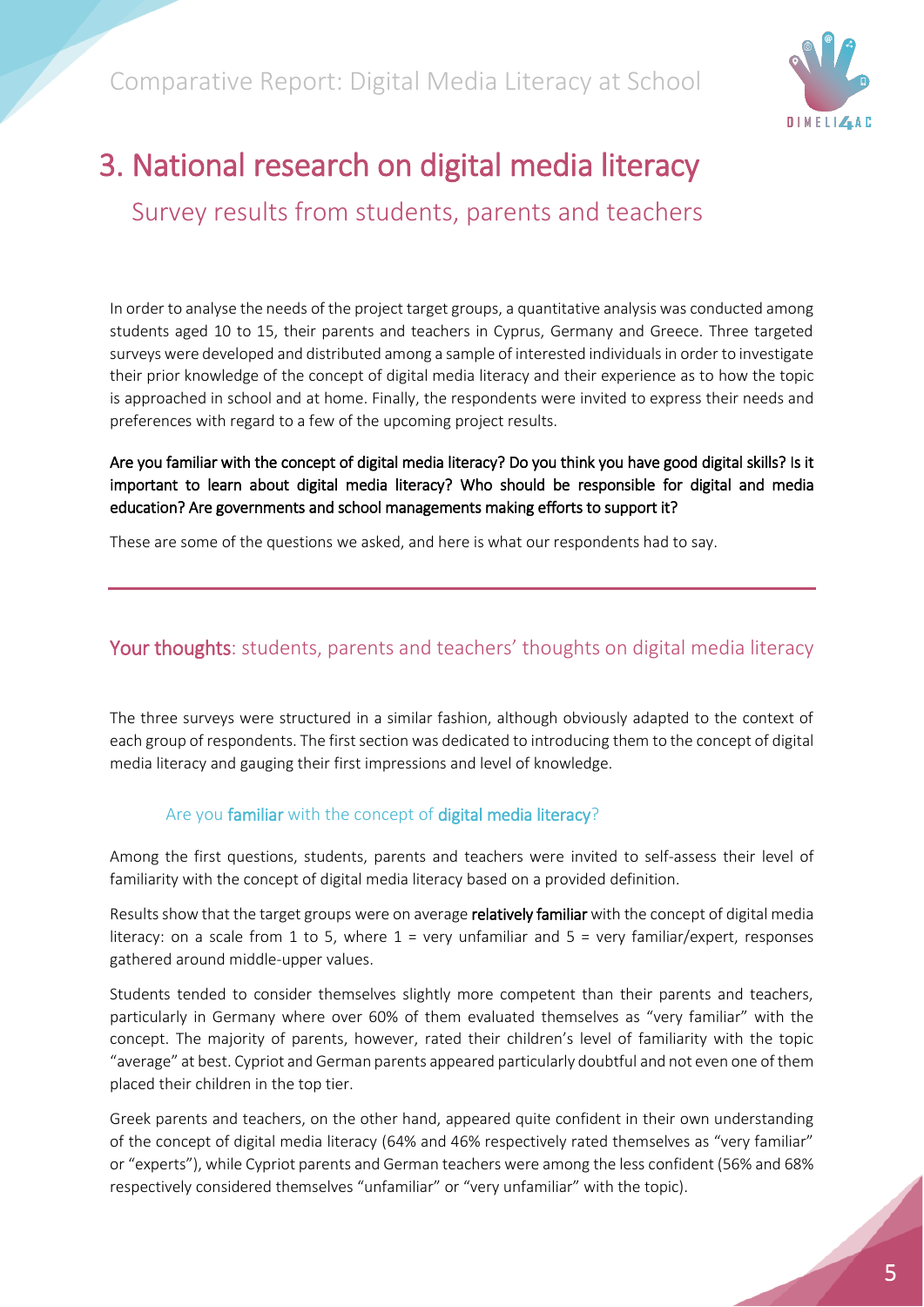# 3. National research on digital media literacy

## Survey results from students, parents and teachers

In order to analyse the needs of the project target groups, a quantitative analysis was conducted among students aged 10 to 15, their parents and teachers in Cyprus, Germany and Greece. Three targeted surveys were developed and distributed among a sample of interested individuals in order to investigate their prior knowledge of the concept of digital media literacy and their experience as to how the topic is approached in school and at home. Finally, the respondents were invited to express their needs and preferences with regard to a few of the upcoming project results.

**Are you familiar with the concept of digital media literacy? Do you think you have good digital skills? Is it important to learn about digital media literacy? Who should be responsible for digital and media education? Are governments and school managements making efforts to support it?**

These are some of the questions we asked, and here is what our respondents had to say.

---

## Your thoughts: students, parents and teachers' thoughts on digital media literacy

The three surveys were structured in a similar fashion, although obviously adapted to the context of each group of respondents. The first section was dedicated to introducing them to the concept of digital media literacy and gauging their first impressions and level of knowledge.

### Are you familiar with the concept of digital media literacy?

Among the first questions, students, parents and teachers were invited to self-assess their level of familiarity with the concept of digital media literacy based on a provided definition.

Results show that the target groups were on average **relatively familiar** with the concept of digital media literacy: on a scale from 1 to 5, where 1 = very unfamiliar and 5 = very familiar/expert, responses gathered around middle-upper values.

Students tended to consider themselves slightly more competent than their parents and teachers, particularly in Germany where over 60% of them evaluated themselves as "very familiar" with the concept. The majority of parents, however, rated their children's level of familiarity with the topic "average" at best. Cypriot and German parents appeared particularly doubtful and not even one of them placed their children in the top tier.

Greek parents and teachers, on the other hand, appeared quite confident in their own understanding of the concept of digital media literacy (64% and 46% respectively rated themselves as "very familiar" or "experts"), while Cypriot parents and German teachers were among the less confident (56% and 68% respectively considered themselves "unfamiliar" or "very unfamiliar" with the topic).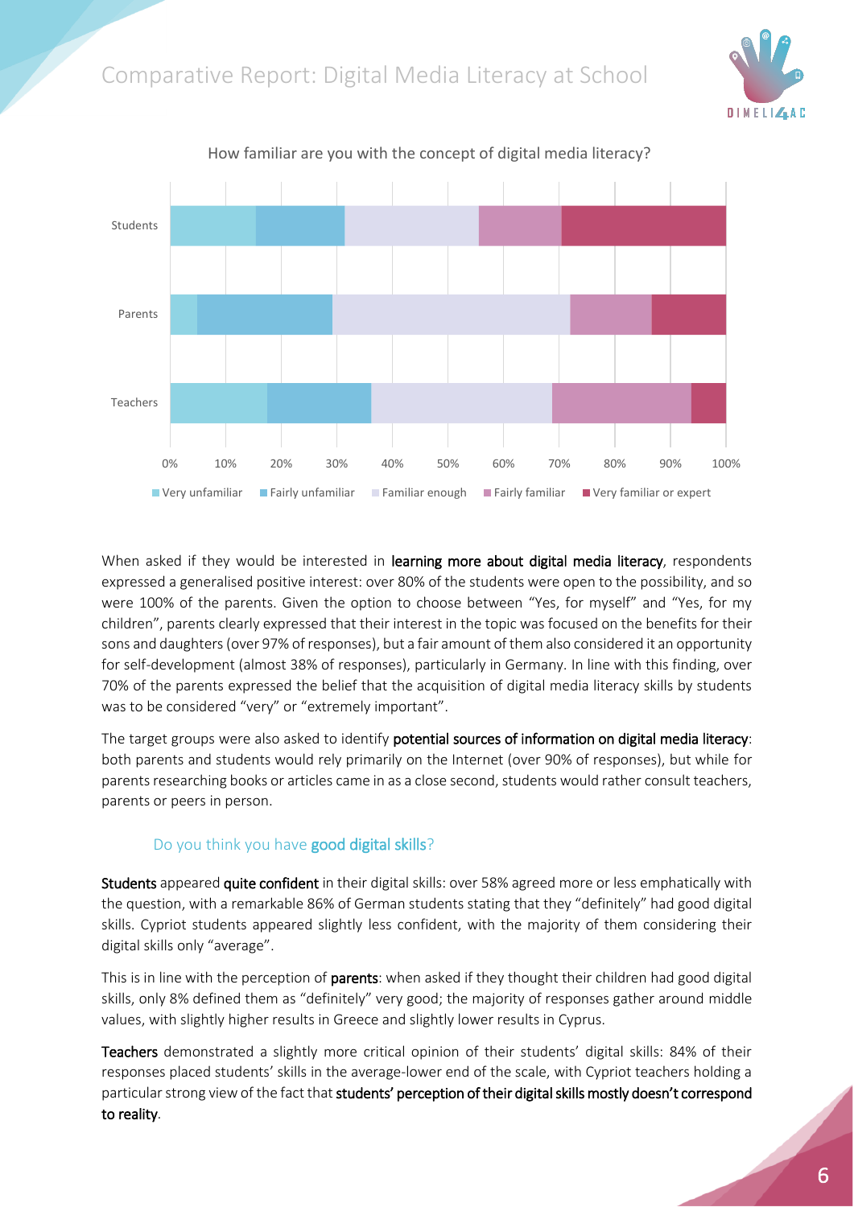How familiar are you with the concept of digital media literacy?

When asked if they would be interested in **learning more about digital media literacy**, respondents expressed a generalised positive interest: over 80% of the students were open to the possibility, and so were 100% of the parents. Given the option to choose between "Yes, for myself" and "Yes, for my children", parents clearly expressed that their interest in the topic was focused on the benefits for their sons and daughters (over 97% of responses), but a fair amount of them also considered it an opportunity for self-development (almost 38% of responses), particularly in Germany. In line with this finding, over 70% of the parents expressed the belief that the acquisition of digital media literacy skills by students was to be considered "very" or "extremely important".

The target groups were also asked to identify **potential sources of information on digital media literacy**: both parents and students would rely primarily on the Internet (over 90% of responses), but while for parents researching books or articles came in as a close second, students would rather consult teachers, parents or peers in person.

### Do you think you have **good digital skills**?

**Students** appeared **quite confident** in their digital skills: over 58% agreed more or less emphatically with the question, with a remarkable 86% of German students stating that they "definitely" had good digital skills. Cypriot students appeared slightly less confident, with the majority of them considering their digital skills only "average".

This is in line with the perception of **parents**: when asked if they thought their children had good digital skills, only 8% defined them as "definitely" very good; the majority of responses gather around middle values, with slightly higher results in Greece and slightly lower results in Cyprus.

**Teachers** demonstrated a slightly more critical opinion of their students' digital skills: 84% of their responses placed students' skills in the average-lower end of the scale, with Cypriot teachers holding a particular strong view of the fact that **students' perception of their digital skills mostly doesn't correspond to reality**.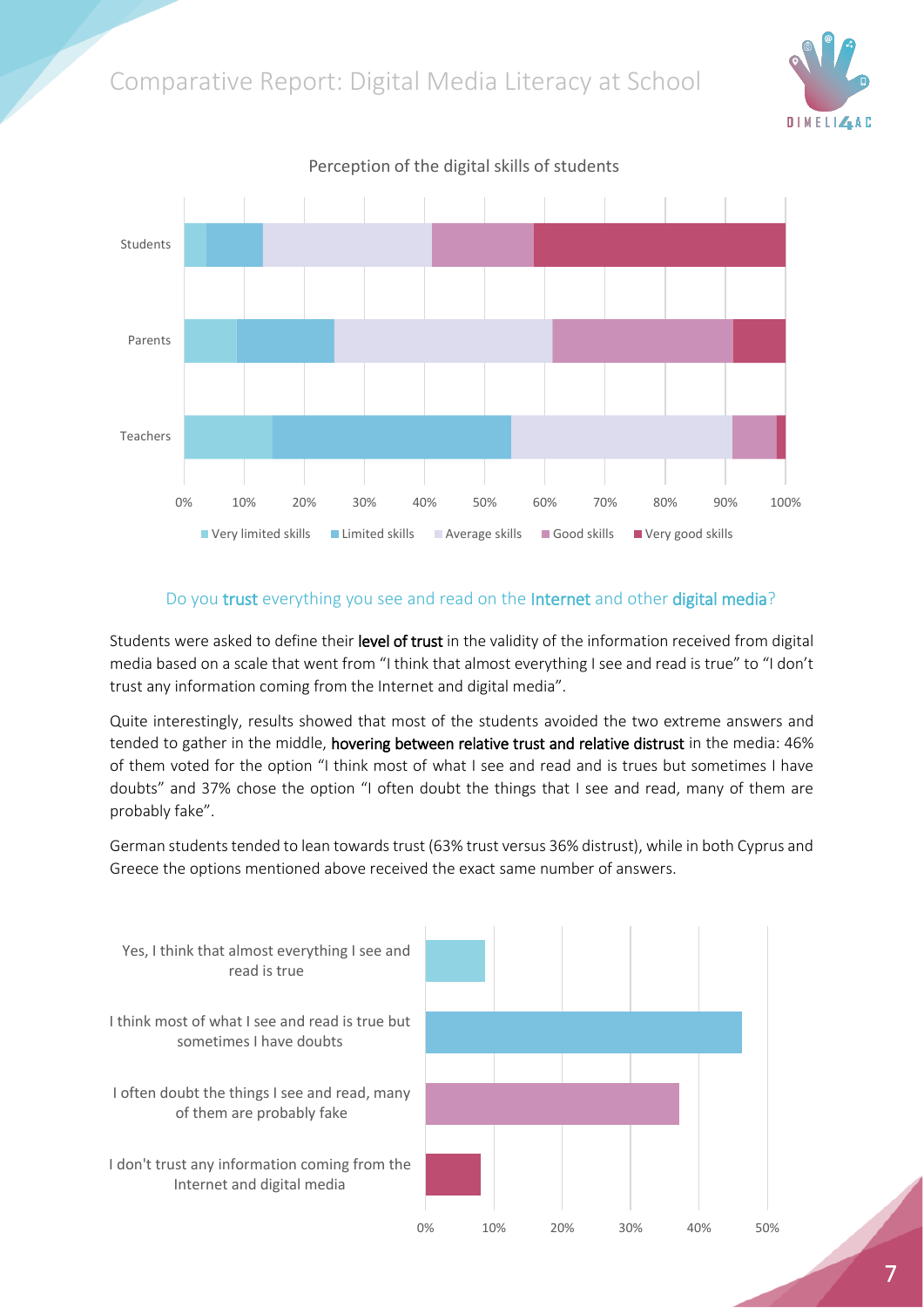Perception of the digital skills of students

## Do you trust everything you see and read on the Internet and other digital media?

Students were asked to define their **level of trust** in the validity of the information received from digital media based on a scale that went from "I think that almost everything I see and read is true" to "I don't trust any information coming from the Internet and digital media".

Quite interestingly, results showed that most of the students avoided the two extreme answers and tended to gather in the middle, **hovering between relative trust and relative distrust** in the media: 46% of them voted for the option "I think most of what I see and read and is trues but sometimes I have doubts" and 37% chose the option "I often doubt the things that I see and read, many of them are probably fake".

German students tended to lean towards trust (63% trust versus 36% distrust), while in both Cyprus and Greece the options mentioned above received the exact same number of answers.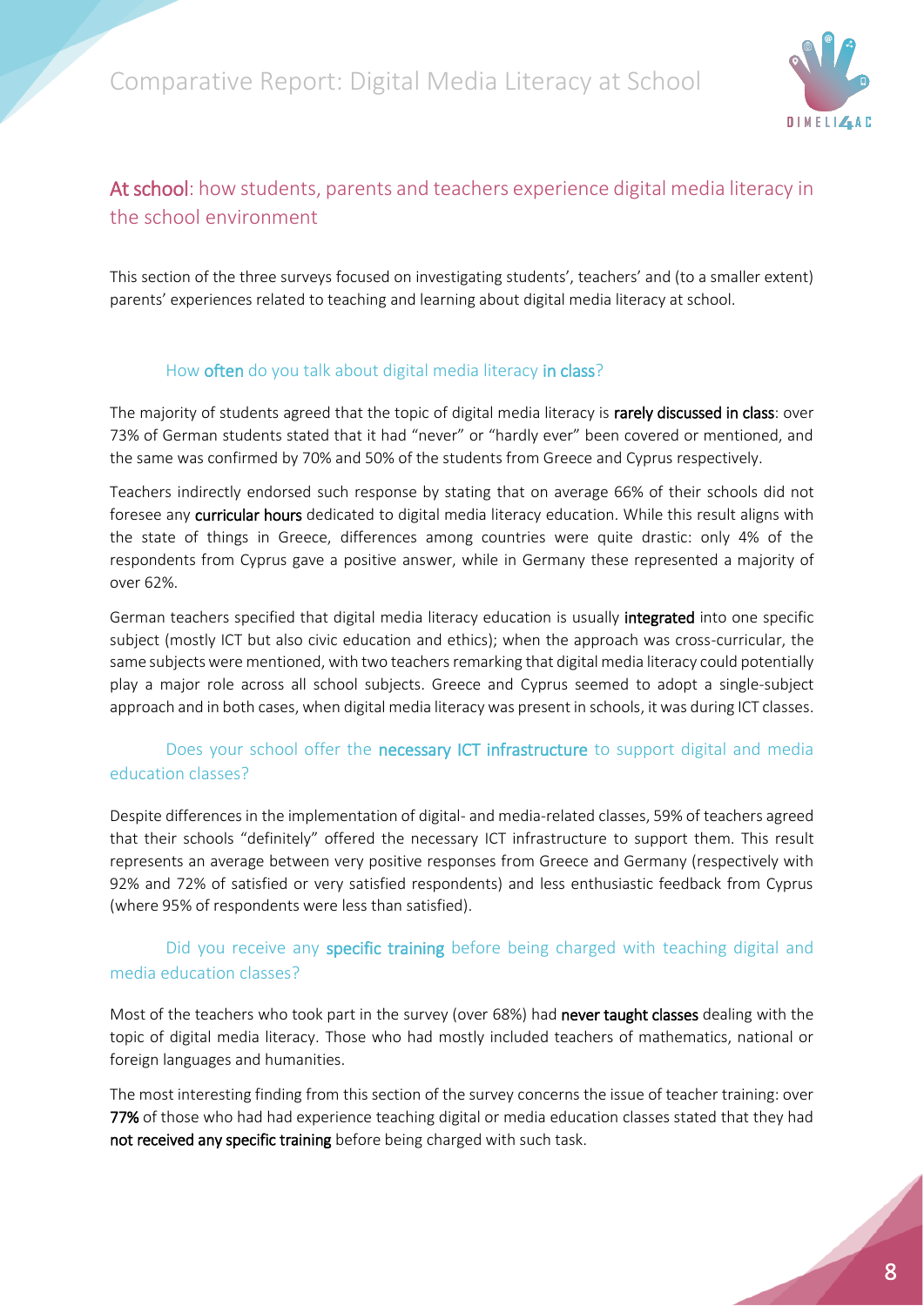## **At school**: how students, parents and teachers experience digital media literacy in the school environment

This section of the three surveys focused on investigating students', teachers' and (to a smaller extent) parents' experiences related to teaching and learning about digital media literacy at school.

### How **often** do you talk about digital media literacy **in class**?

The majority of students agreed that the topic of digital media literacy is **rarely discussed in class**: over 73% of German students stated that it had "never" or "hardly ever" been covered or mentioned, and the same was confirmed by 70% and 50% of the students from Greece and Cyprus respectively.

Teachers indirectly endorsed such response by stating that on average 66% of their schools did not foresee any **curricular hours** dedicated to digital media literacy education. While this result aligns with the state of things in Greece, differences among countries were quite drastic: only 4% of the respondents from Cyprus gave a positive answer, while in Germany these represented a majority of over 62%.

German teachers specified that digital media literacy education is usually **integrated** into one specific subject (mostly ICT but also civic education and ethics); when the approach was cross-curricular, the same subjects were mentioned, with two teachers remarking that digital media literacy could potentially play a major role across all school subjects. Greece and Cyprus seemed to adopt a single-subject approach and in both cases, when digital media literacy was present in schools, it was during ICT classes.

### Does your school offer the **necessary ICT infrastructure** to support digital and media education classes?

Despite differences in the implementation of digital- and media-related classes, 59% of teachers agreed that their schools "definitely" offered the necessary ICT infrastructure to support them. This result represents an average between very positive responses from Greece and Germany (respectively with 92% and 72% of satisfied or very satisfied respondents) and less enthusiastic feedback from Cyprus (where 95% of respondents were less than satisfied).

### Did you receive any **specific training** before being charged with teaching digital and media education classes?

Most of the teachers who took part in the survey (over 68%) had **never taught classes** dealing with the topic of digital media literacy. Those who had mostly included teachers of mathematics, national or foreign languages and humanities.

The most interesting finding from this section of the survey concerns the issue of teacher training: over **77%** of those who had had experience teaching digital or media education classes stated that they had **not received any specific training** before being charged with such task.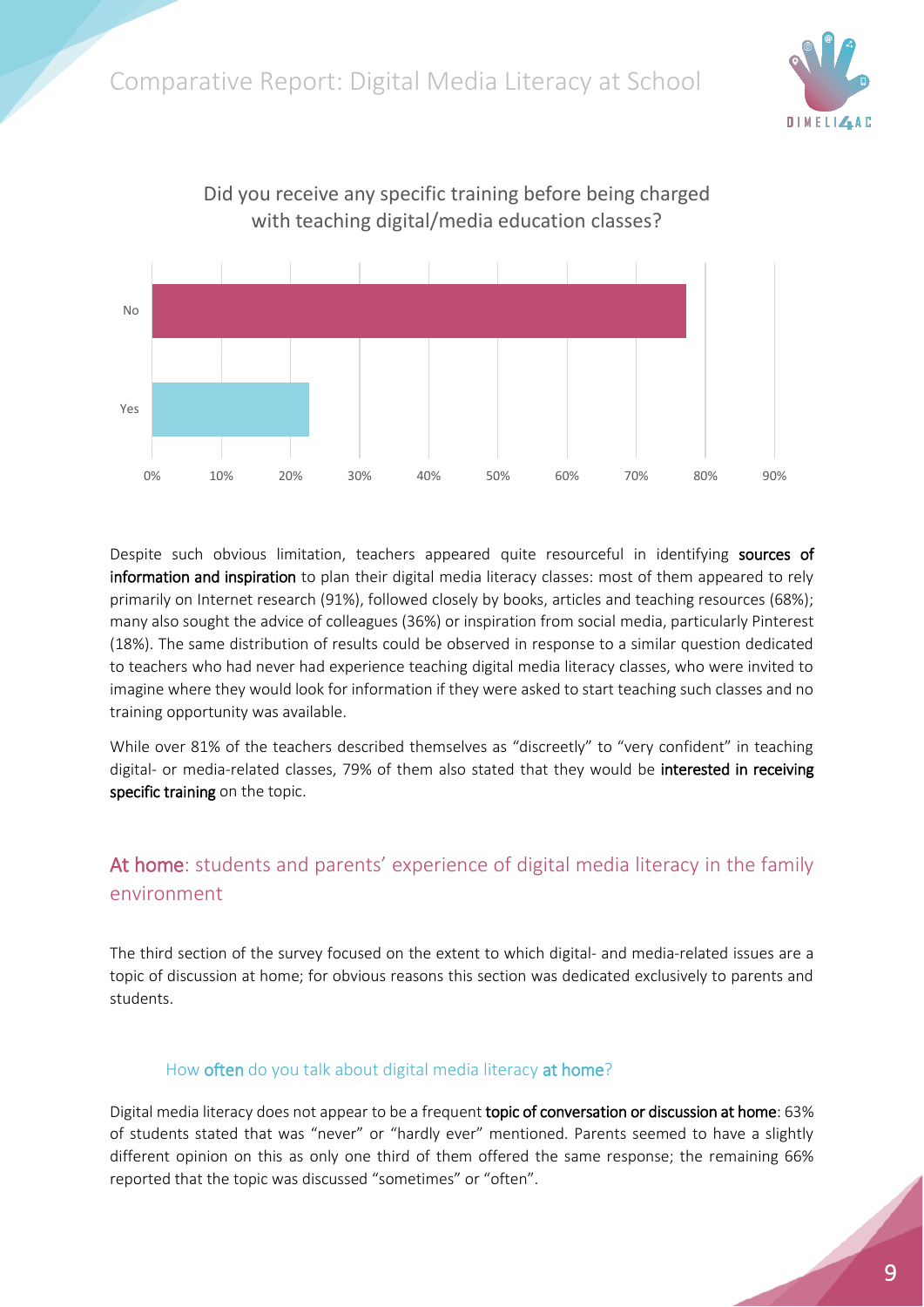Did you receive any specific training before being charged with teaching digital/media education classes?

| Response | Percentage |
| --- | --- |
| No | ~77% |
| Yes | ~23% |

Despite such obvious limitation, teachers appeared quite resourceful in identifying **sources of information and inspiration** to plan their digital media literacy classes: most of them appeared to rely primarily on Internet research (91%), followed closely by books, articles and teaching resources (68%); many also sought the advice of colleagues (36%) or inspiration from social media, particularly Pinterest (18%). The same distribution of results could be observed in response to a similar question dedicated to teachers who had never had experience teaching digital media literacy classes, who were invited to imagine where they would look for information if they were asked to start teaching such classes and no training opportunity was available.

While over 81% of the teachers described themselves as "discreetly" to "very confident" in teaching digital- or media-related classes, 79% of them also stated that they would be **interested in receiving specific training** on the topic.

## At home: students and parents' experience of digital media literacy in the family environment

The third section of the survey focused on the extent to which digital- and media-related issues are a topic of discussion at home; for obvious reasons this section was dedicated exclusively to parents and students.

### How often do you talk about digital media literacy at home?

Digital media literacy does not appear to be a frequent **topic of conversation or discussion at home**: 63% of students stated that was "never" or "hardly ever" mentioned. Parents seemed to have a slightly different opinion on this as only one third of them offered the same response; the remaining 66% reported that the topic was discussed "sometimes" or "often".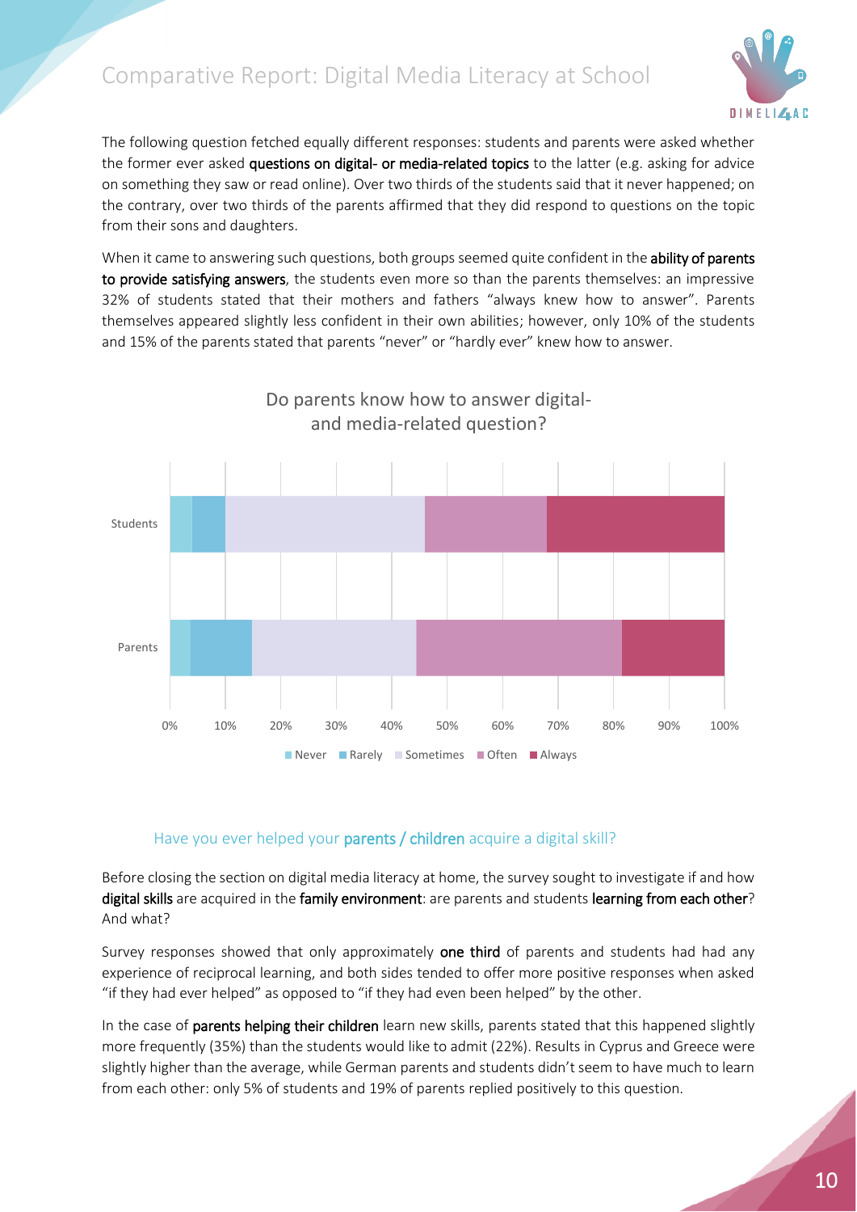The following question fetched equally different responses: students and parents were asked whether the former ever asked **questions on digital- or media-related topics** to the latter (e.g. asking for advice on something they saw or read online). Over two thirds of the students said that it never happened; on the contrary, over two thirds of the parents affirmed that they did respond to questions on the topic from their sons and daughters.

When it came to answering such questions, both groups seemed quite confident in the **ability of parents to provide satisfying answers**, the students even more so than the parents themselves: an impressive 32% of students stated that their mothers and fathers "always knew how to answer". Parents themselves appeared slightly less confident in their own abilities; however, only 10% of the students and 15% of the parents stated that parents "never" or "hardly ever" knew how to answer.

Do parents know how to answer digital- and media-related question?

| | Never | Rarely | Sometimes | Often | Always |
|---|---|---|---|---|---|
| Students | ~4% | ~6% | ~36% | ~22% | ~32% |
| Parents | ~4% | ~11% | ~30% | ~37% | ~18% |

### Have you ever helped your **parents / children** acquire a digital skill?

Before closing the section on digital media literacy at home, the survey sought to investigate if and how **digital skills** are acquired in the **family environment**: are parents and students **learning from each other**? And what?

Survey responses showed that only approximately **one third** of parents and students had had any experience of reciprocal learning, and both sides tended to offer more positive responses when asked "if they had ever helped" as opposed to "if they had even been helped" by the other.

In the case of **parents helping their children** learn new skills, parents stated that this happened slightly more frequently (35%) than the students would like to admit (22%). Results in Cyprus and Greece were slightly higher than the average, while German parents and students didn't seem to have much to learn from each other: only 5% of students and 19% of parents replied positively to this question.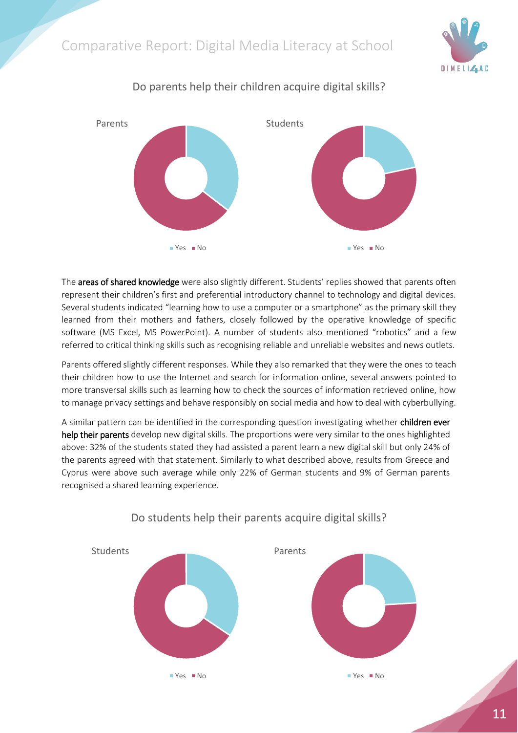### Do parents help their children acquire digital skills?

Parents

Students

Yes No

Yes No

The **areas of shared knowledge** were also slightly different. Students' replies showed that parents often represent their children's first and preferential introductory channel to technology and digital devices. Several students indicated "learning how to use a computer or a smartphone" as the primary skill they learned from their mothers and fathers, closely followed by the operative knowledge of specific software (MS Excel, MS PowerPoint). A number of students also mentioned "robotics" and a few referred to critical thinking skills such as recognising reliable and unreliable websites and news outlets.

Parents offered slightly different responses. While they also remarked that they were the ones to teach their children how to use the Internet and search for information online, several answers pointed to more transversal skills such as learning how to check the sources of information retrieved online, how to manage privacy settings and behave responsibly on social media and how to deal with cyberbullying.

A similar pattern can be identified in the corresponding question investigating whether **children ever help their parents** develop new digital skills. The proportions were very similar to the ones highlighted above: 32% of the students stated they had assisted a parent learn a new digital skill but only 24% of the parents agreed with that statement. Similarly to what described above, results from Greece and Cyprus were above such average while only 22% of German students and 9% of German parents recognised a shared learning experience.

### Do students help their parents acquire digital skills?

Students

Parents

Yes No

Yes No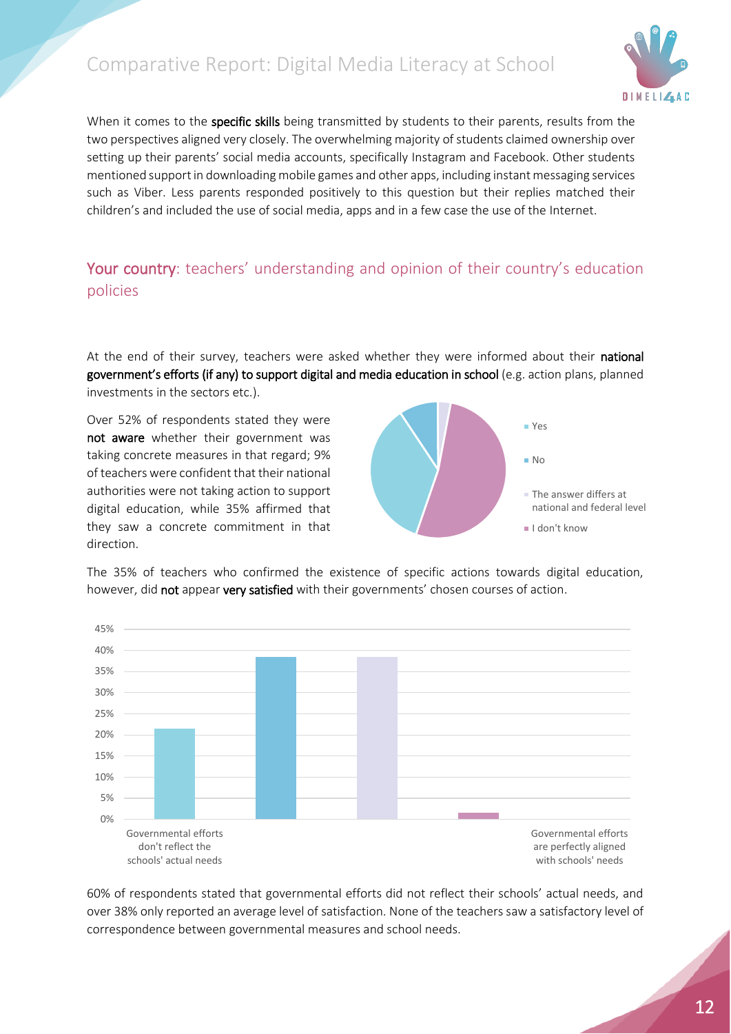When it comes to the **specific skills** being transmitted by students to their parents, results from the two perspectives aligned very closely. The overwhelming majority of students claimed ownership over setting up their parents' social media accounts, specifically Instagram and Facebook. Other students mentioned support in downloading mobile games and other apps, including instant messaging services such as Viber. Less parents responded positively to this question but their replies matched their children's and included the use of social media, apps and in a few case the use of the Internet.

## Your country: teachers' understanding and opinion of their country's education policies

At the end of their survey, teachers were asked whether they were informed about their **national government's efforts (if any) to support digital and media education in school** (e.g. action plans, planned investments in the sectors etc.).

Over 52% of respondents stated they were **not aware** whether their government was taking concrete measures in that regard; 9% of teachers were confident that their national authorities were not taking action to support digital education, while 35% affirmed that they saw a concrete commitment in that direction.

- Yes
- No
- The answer differs at national and federal level
- I don't know

The 35% of teachers who confirmed the existence of specific actions towards digital education, however, did **not** appear **very satisfied** with their governments' chosen courses of action.

Governmental efforts don't reflect the schools' actual needs — Governmental efforts are perfectly aligned with schools' needs

60% of respondents stated that governmental efforts did not reflect their schools' actual needs, and over 38% only reported an average level of satisfaction. None of the teachers saw a satisfactory level of correspondence between governmental measures and school needs.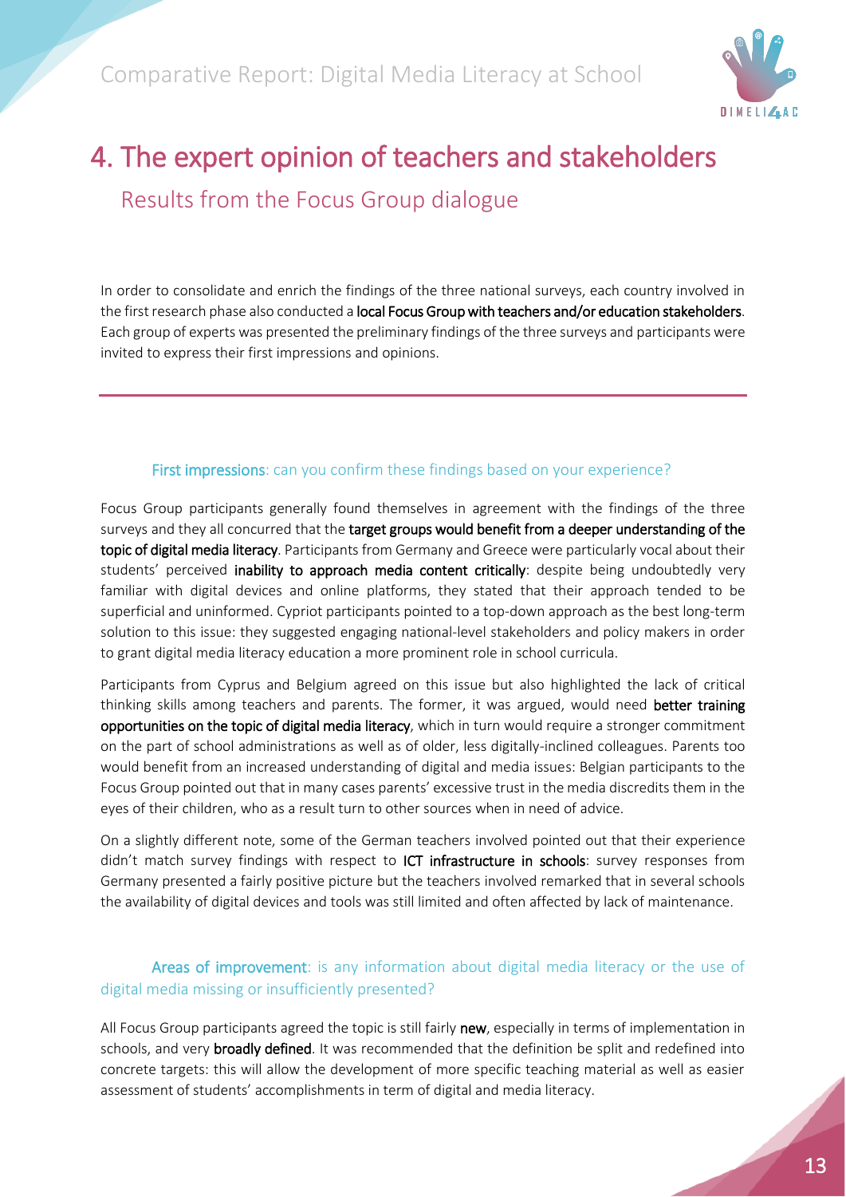# 4. The expert opinion of teachers and stakeholders

## Results from the Focus Group dialogue

In order to consolidate and enrich the findings of the three national surveys, each country involved in the first research phase also conducted a **local Focus Group with teachers and/or education stakeholders**. Each group of experts was presented the preliminary findings of the three surveys and participants were invited to express their first impressions and opinions.

---

### **First impressions**: can you confirm these findings based on your experience?

Focus Group participants generally found themselves in agreement with the findings of the three surveys and they all concurred that the **target groups would benefit from a deeper understanding of the topic of digital media literacy**. Participants from Germany and Greece were particularly vocal about their students' perceived **inability to approach media content critically**: despite being undoubtedly very familiar with digital devices and online platforms, they stated that their approach tended to be superficial and uninformed. Cypriot participants pointed to a top-down approach as the best long-term solution to this issue: they suggested engaging national-level stakeholders and policy makers in order to grant digital media literacy education a more prominent role in school curricula.

Participants from Cyprus and Belgium agreed on this issue but also highlighted the lack of critical thinking skills among teachers and parents. The former, it was argued, would need **better training opportunities on the topic of digital media literacy**, which in turn would require a stronger commitment on the part of school administrations as well as of older, less digitally-inclined colleagues. Parents too would benefit from an increased understanding of digital and media issues: Belgian participants to the Focus Group pointed out that in many cases parents' excessive trust in the media discredits them in the eyes of their children, who as a result turn to other sources when in need of advice.

On a slightly different note, some of the German teachers involved pointed out that their experience didn't match survey findings with respect to **ICT infrastructure in schools**: survey responses from Germany presented a fairly positive picture but the teachers involved remarked that in several schools the availability of digital devices and tools was still limited and often affected by lack of maintenance.

### **Areas of improvement**: is any information about digital media literacy or the use of digital media missing or insufficiently presented?

All Focus Group participants agreed the topic is still fairly **new**, especially in terms of implementation in schools, and very **broadly defined**. It was recommended that the definition be split and redefined into concrete targets: this will allow the development of more specific teaching material as well as easier assessment of students' accomplishments in term of digital and media literacy.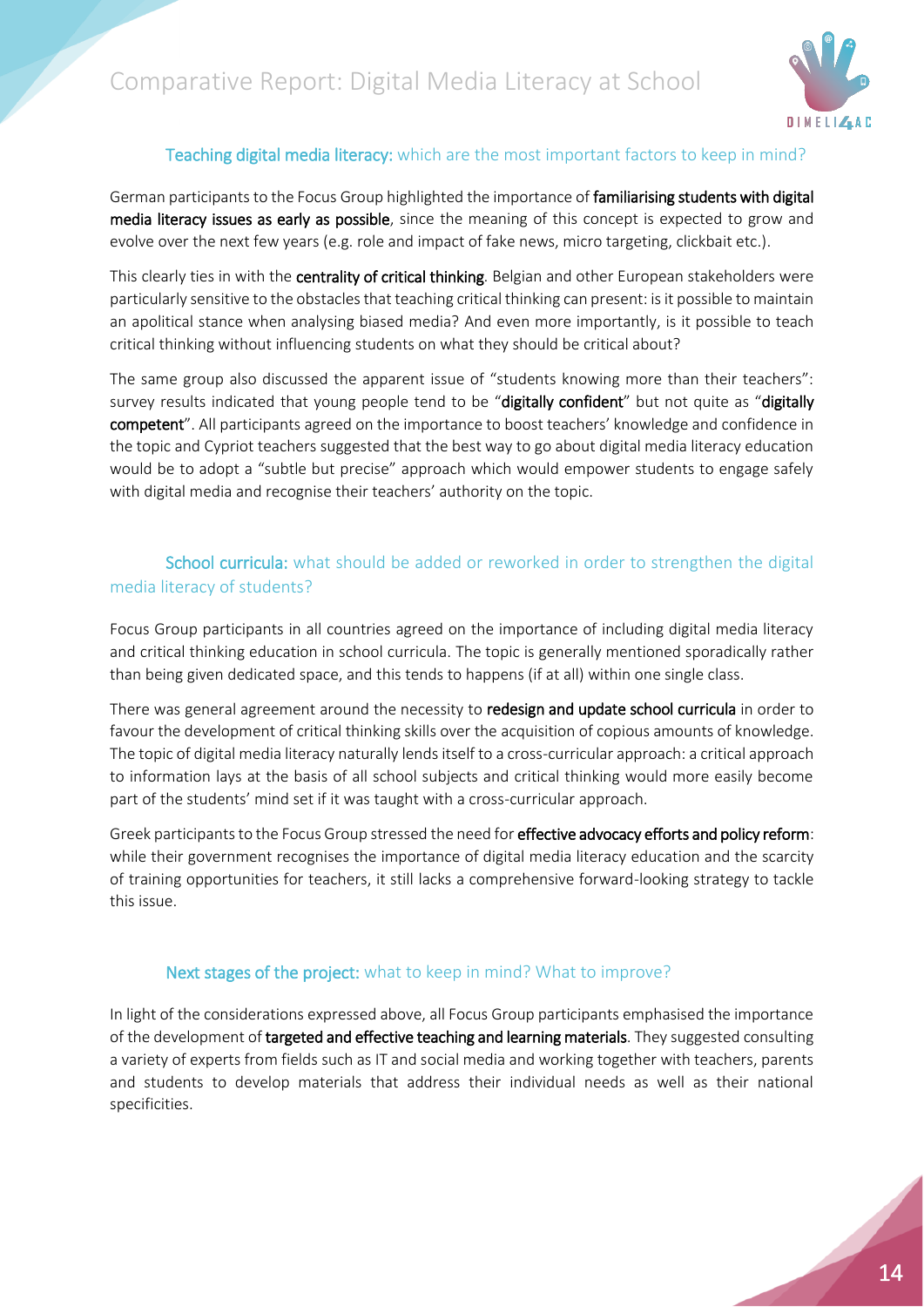### Teaching digital media literacy: which are the most important factors to keep in mind?

German participants to the Focus Group highlighted the importance of **familiarising students with digital media literacy issues as early as possible**, since the meaning of this concept is expected to grow and evolve over the next few years (e.g. role and impact of fake news, micro targeting, clickbait etc.).

This clearly ties in with the **centrality of critical thinking**. Belgian and other European stakeholders were particularly sensitive to the obstacles that teaching critical thinking can present: is it possible to maintain an apolitical stance when analysing biased media? And even more importantly, is it possible to teach critical thinking without influencing students on what they should be critical about?

The same group also discussed the apparent issue of "students knowing more than their teachers": survey results indicated that young people tend to be "**digitally confident**" but not quite as "**digitally competent**". All participants agreed on the importance to boost teachers' knowledge and confidence in the topic and Cypriot teachers suggested that the best way to go about digital media literacy education would be to adopt a "subtle but precise" approach which would empower students to engage safely with digital media and recognise their teachers' authority on the topic.

### School curricula: what should be added or reworked in order to strengthen the digital media literacy of students?

Focus Group participants in all countries agreed on the importance of including digital media literacy and critical thinking education in school curricula. The topic is generally mentioned sporadically rather than being given dedicated space, and this tends to happens (if at all) within one single class.

There was general agreement around the necessity to **redesign and update school curricula** in order to favour the development of critical thinking skills over the acquisition of copious amounts of knowledge. The topic of digital media literacy naturally lends itself to a cross-curricular approach: a critical approach to information lays at the basis of all school subjects and critical thinking would more easily become part of the students' mind set if it was taught with a cross-curricular approach.

Greek participants to the Focus Group stressed the need for **effective advocacy efforts and policy reform**: while their government recognises the importance of digital media literacy education and the scarcity of training opportunities for teachers, it still lacks a comprehensive forward-looking strategy to tackle this issue.

### Next stages of the project: what to keep in mind? What to improve?

In light of the considerations expressed above, all Focus Group participants emphasised the importance of the development of **targeted and effective teaching and learning materials**. They suggested consulting a variety of experts from fields such as IT and social media and working together with teachers, parents and students to develop materials that address their individual needs as well as their national specificities.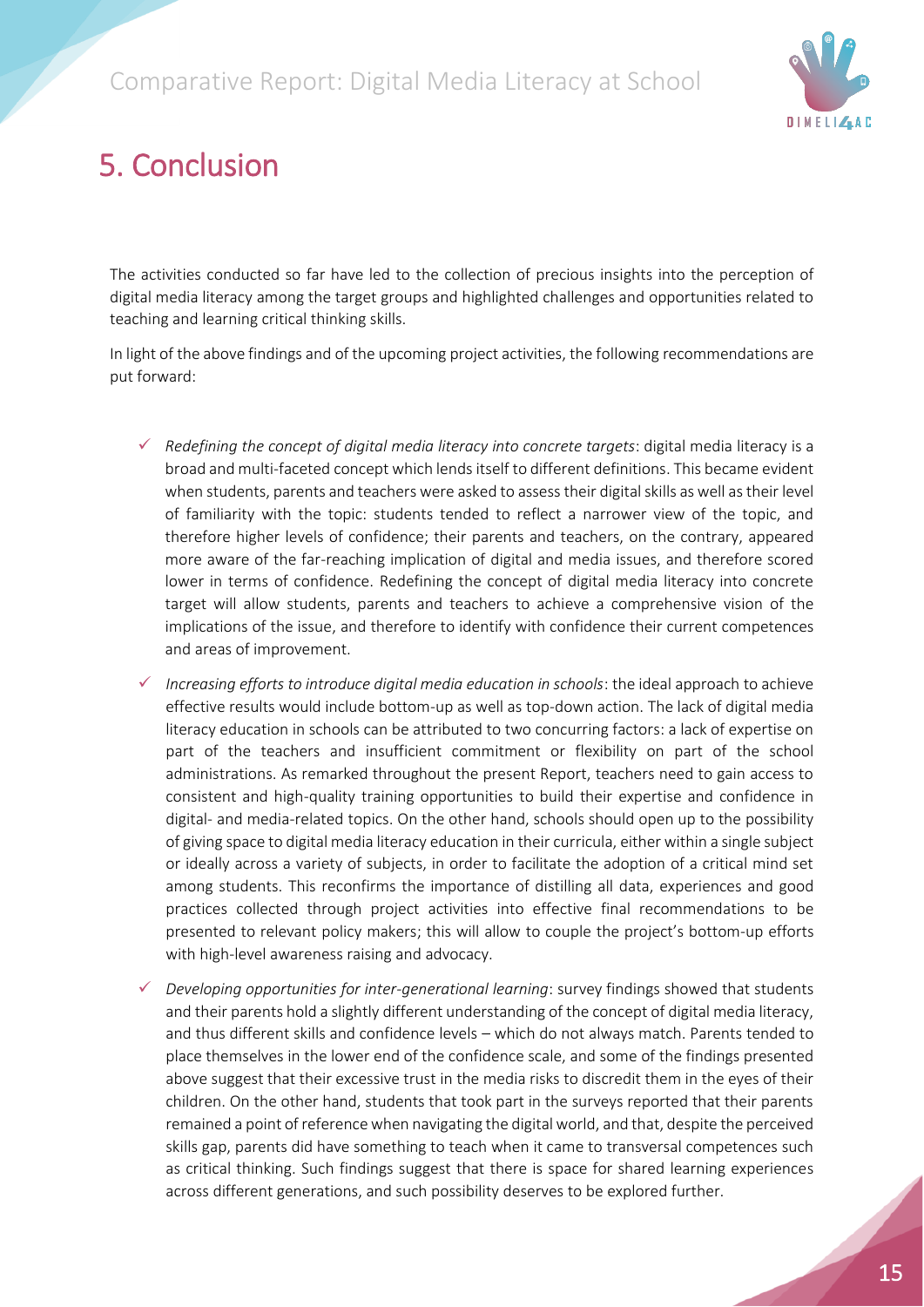# 5. Conclusion

The activities conducted so far have led to the collection of precious insights into the perception of digital media literacy among the target groups and highlighted challenges and opportunities related to teaching and learning critical thinking skills.

In light of the above findings and of the upcoming project activities, the following recommendations are put forward:

- ✓ *Redefining the concept of digital media literacy into concrete targets*: digital media literacy is a broad and multi-faceted concept which lends itself to different definitions. This became evident when students, parents and teachers were asked to assess their digital skills as well as their level of familiarity with the topic: students tended to reflect a narrower view of the topic, and therefore higher levels of confidence; their parents and teachers, on the contrary, appeared more aware of the far-reaching implication of digital and media issues, and therefore scored lower in terms of confidence. Redefining the concept of digital media literacy into concrete target will allow students, parents and teachers to achieve a comprehensive vision of the implications of the issue, and therefore to identify with confidence their current competences and areas of improvement.
- ✓ *Increasing efforts to introduce digital media education in schools*: the ideal approach to achieve effective results would include bottom-up as well as top-down action. The lack of digital media literacy education in schools can be attributed to two concurring factors: a lack of expertise on part of the teachers and insufficient commitment or flexibility on part of the school administrations. As remarked throughout the present Report, teachers need to gain access to consistent and high-quality training opportunities to build their expertise and confidence in digital- and media-related topics. On the other hand, schools should open up to the possibility of giving space to digital media literacy education in their curricula, either within a single subject or ideally across a variety of subjects, in order to facilitate the adoption of a critical mind set among students. This reconfirms the importance of distilling all data, experiences and good practices collected through project activities into effective final recommendations to be presented to relevant policy makers; this will allow to couple the project's bottom-up efforts with high-level awareness raising and advocacy.
- ✓ *Developing opportunities for inter-generational learning*: survey findings showed that students and their parents hold a slightly different understanding of the concept of digital media literacy, and thus different skills and confidence levels – which do not always match. Parents tended to place themselves in the lower end of the confidence scale, and some of the findings presented above suggest that their excessive trust in the media risks to discredit them in the eyes of their children. On the other hand, students that took part in the surveys reported that their parents remained a point of reference when navigating the digital world, and that, despite the perceived skills gap, parents did have something to teach when it came to transversal competences such as critical thinking. Such findings suggest that there is space for shared learning experiences across different generations, and such possibility deserves to be explored further.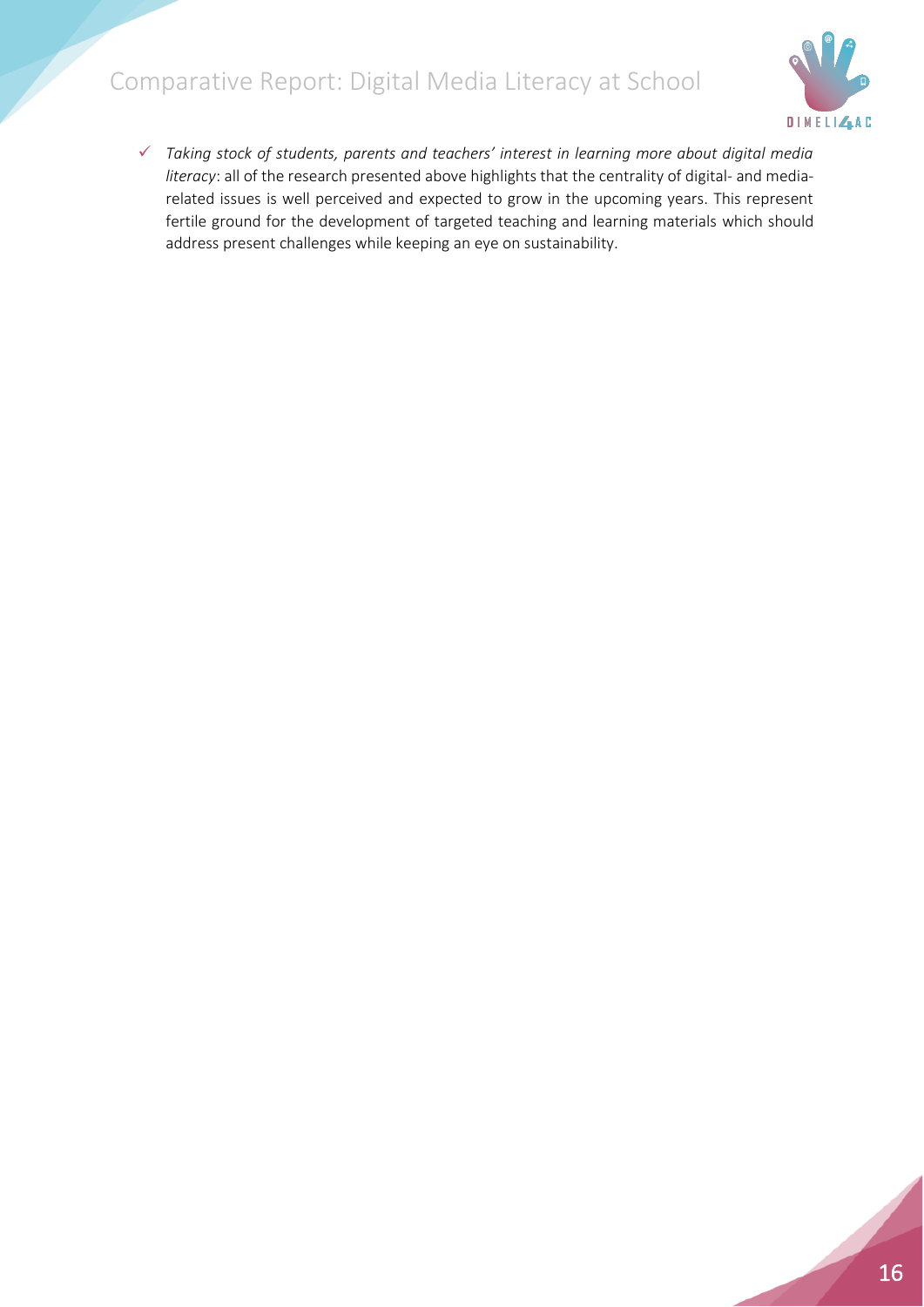- ✓ *Taking stock of students, parents and teachers' interest in learning more about digital media literacy*: all of the research presented above highlights that the centrality of digital- and media-related issues is well perceived and expected to grow in the upcoming years. This represent fertile ground for the development of targeted teaching and learning materials which should address present challenges while keeping an eye on sustainability.